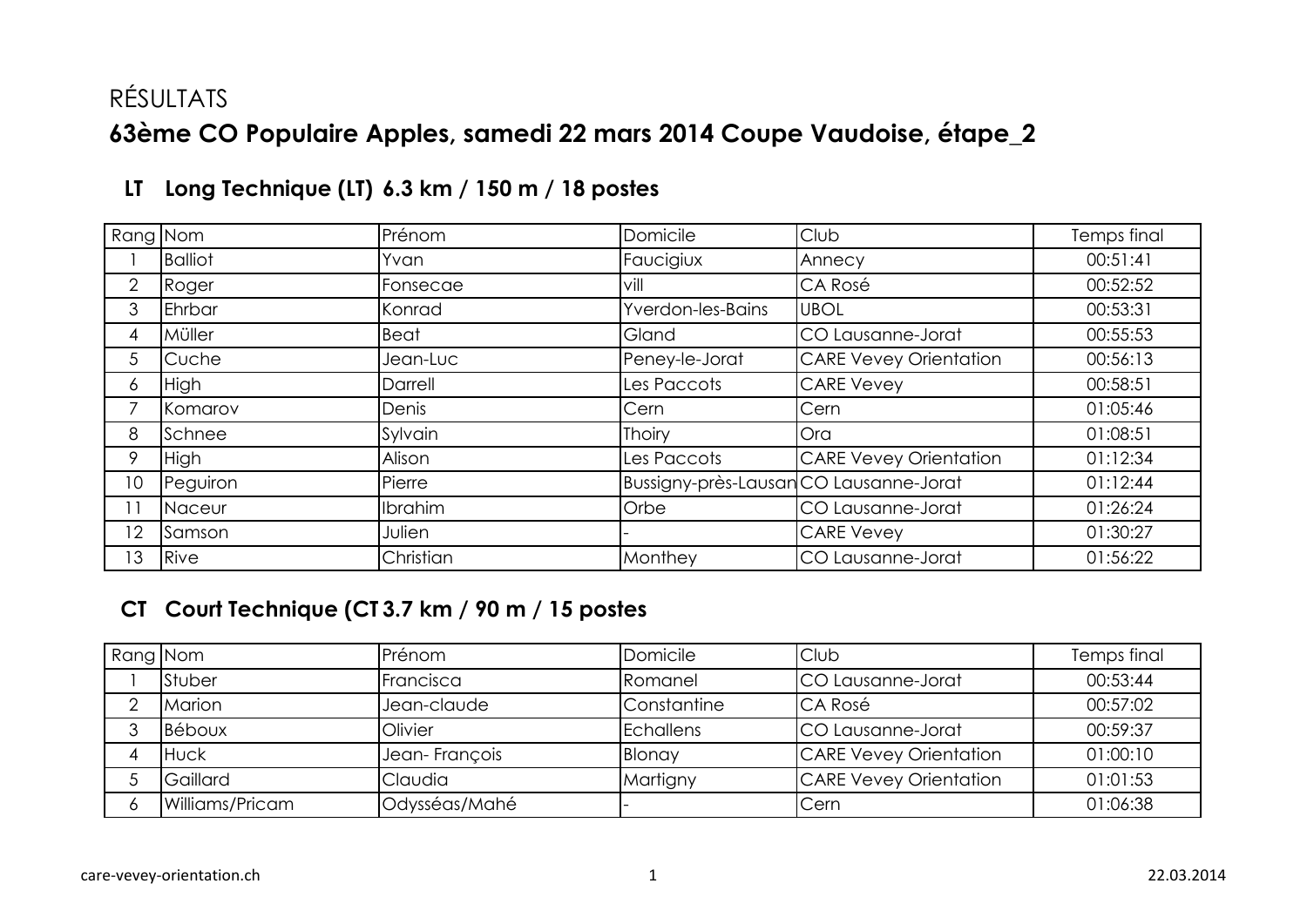# RÉSULTATS

## 63ème CO Populaire Apples, samedi 22 mars 2014 Coupe Vaudoise, étape_2

### LT Long Technique (LT) 6.3 km / 150 m / 18 postes

| Rang | Nom | Prénom | Domicile | Club | Temps final |
|---|---|---|---|---|---|
| 1 | Balliot | Yvan | Faucigiux | Annecy | 00:51:41 |
| 2 | Roger | Fonsecae | vill | CA Rosé | 00:52:52 |
| 3 | Ehrbar | Konrad | Yverdon-les-Bains | UBOL | 00:53:31 |
| 4 | Müller | Beat | Gland | CO Lausanne-Jorat | 00:55:53 |
| 5 | Cuche | Jean-Luc | Peney-le-Jorat | CARE Vevey Orientation | 00:56:13 |
| 6 | High | Darrell | Les Paccots | CARE Vevey | 00:58:51 |
| 7 | Komarov | Denis | Cern | Cern | 01:05:46 |
| 8 | Schnee | Sylvain | Thoiry | Ora | 01:08:51 |
| 9 | High | Alison | Les Paccots | CARE Vevey Orientation | 01:12:34 |
| 10 | Peguiron | Pierre | Bussigny-près-Lausan | CO Lausanne-Jorat | 01:12:44 |
| 11 | Naceur | Ibrahim | Orbe | CO Lausanne-Jorat | 01:26:24 |
| 12 | Samson | Julien | - | CARE Vevey | 01:30:27 |
| 13 | Rive | Christian | Monthey | CO Lausanne-Jorat | 01:56:22 |

### CT Court Technique (CT 3.7 km / 90 m / 15 postes

| Rang | Nom | Prénom | Domicile | Club | Temps final |
|---|---|---|---|---|---|
| 1 | Stuber | Francisca | Romanel | CO Lausanne-Jorat | 00:53:44 |
| 2 | Marion | Jean-claude | Constantine | CA Rosé | 00:57:02 |
| 3 | Béboux | Olivier | Echallens | CO Lausanne-Jorat | 00:59:37 |
| 4 | Huck | Jean- François | Blonay | CARE Vevey Orientation | 01:00:10 |
| 5 | Gaillard | Claudia | Martigny | CARE Vevey Orientation | 01:01:53 |
| 6 | Williams/Pricam | Odysséas/Mahé | - | Cern | 01:06:38 |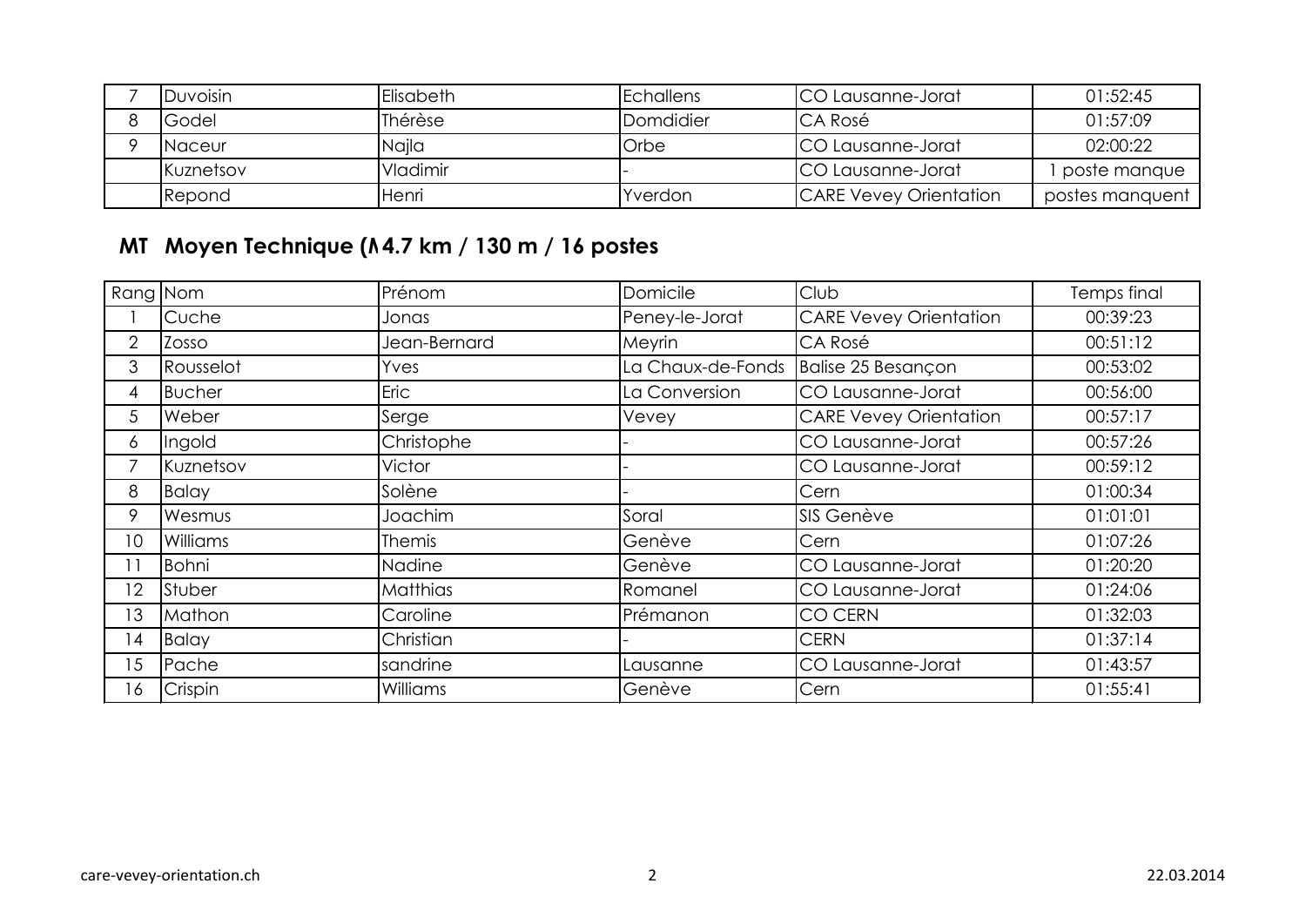| | | | | | |
|---|---|---|---|---|---|
| 7 | Duvoisin | Elisabeth | Echallens | CO Lausanne-Jorat | 01:52:45 |
| 8 | Godel | Thérèse | Domdidier | CA Rosé | 01:57:09 |
| 9 | Naceur | Najla | Orbe | CO Lausanne-Jorat | 02:00:22 |
| | Kuznetsov | Vladimir | - | CO Lausanne-Jorat | 1 poste manque |
| | Repond | Henri | Yverdon | CARE Vevey Orientation | postes manquent |

## MT Moyen Technique (M4.7 km / 130 m / 16 postes

| Rang | Nom | Prénom | Domicile | Club | Temps final |
|---|---|---|---|---|---|
| 1 | Cuche | Jonas | Peney-le-Jorat | CARE Vevey Orientation | 00:39:23 |
| 2 | Zosso | Jean-Bernard | Meyrin | CA Rosé | 00:51:12 |
| 3 | Rousselot | Yves | La Chaux-de-Fonds | Balise 25 Besançon | 00:53:02 |
| 4 | Bucher | Eric | La Conversion | CO Lausanne-Jorat | 00:56:00 |
| 5 | Weber | Serge | Vevey | CARE Vevey Orientation | 00:57:17 |
| 6 | Ingold | Christophe | - | CO Lausanne-Jorat | 00:57:26 |
| 7 | Kuznetsov | Victor | - | CO Lausanne-Jorat | 00:59:12 |
| 8 | Balay | Solène | - | Cern | 01:00:34 |
| 9 | Wesmus | Joachim | Soral | SIS Genève | 01:01:01 |
| 10 | Williams | Themis | Genève | Cern | 01:07:26 |
| 11 | Bohni | Nadine | Genève | CO Lausanne-Jorat | 01:20:20 |
| 12 | Stuber | Matthias | Romanel | CO Lausanne-Jorat | 01:24:06 |
| 13 | Mathon | Caroline | Prémanon | CO CERN | 01:32:03 |
| 14 | Balay | Christian | - | CERN | 01:37:14 |
| 15 | Pache | sandrine | Lausanne | CO Lausanne-Jorat | 01:43:57 |
| 16 | Crispin | Williams | Genève | Cern | 01:55:41 |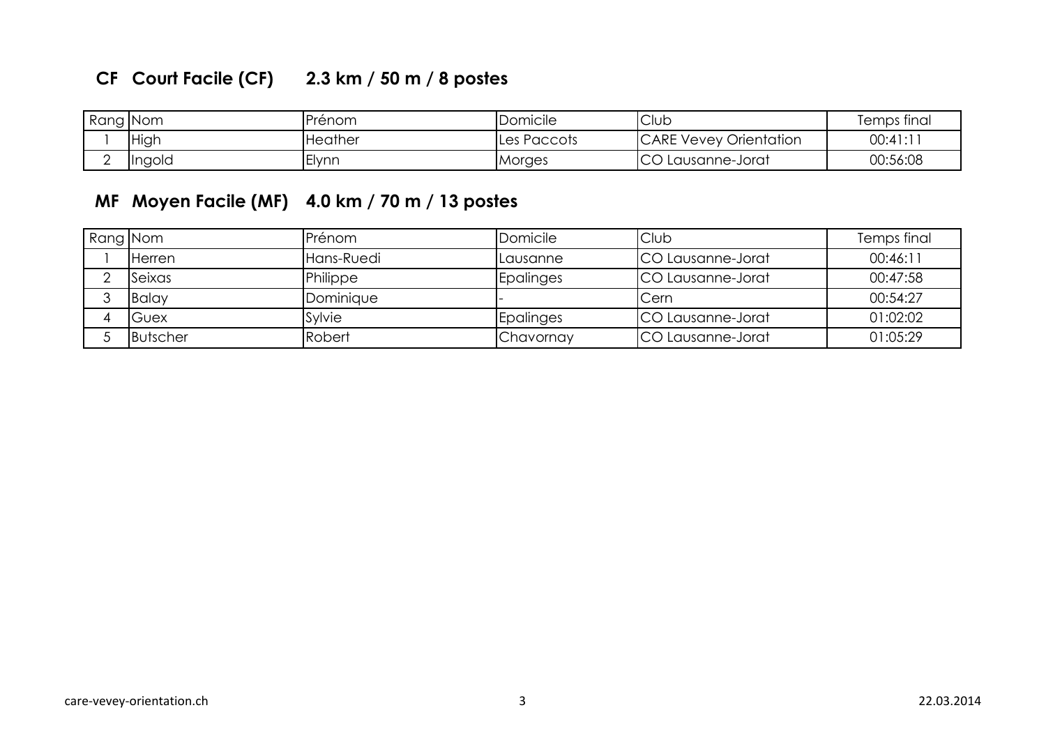## CF Court Facile (CF) 2.3 km / 50 m / 8 postes

| Rang | Nom | Prénom | Domicile | Club | Temps final |
|---|---|---|---|---|---|
| 1 | High | Heather | Les Paccots | CARE Vevey Orientation | 00:41:11 |
| 2 | Ingold | Elynn | Morges | CO Lausanne-Jorat | 00:56:08 |

## MF Moyen Facile (MF) 4.0 km / 70 m / 13 postes

| Rang | Nom | Prénom | Domicile | Club | Temps final |
|---|---|---|---|---|---|
| 1 | Herren | Hans-Ruedi | Lausanne | CO Lausanne-Jorat | 00:46:11 |
| 2 | Seixas | Philippe | Epalinges | CO Lausanne-Jorat | 00:47:58 |
| 3 | Balay | Dominique | - | Cern | 00:54:27 |
| 4 | Guex | Sylvie | Epalinges | CO Lausanne-Jorat | 01:02:02 |
| 5 | Butscher | Robert | Chavornay | CO Lausanne-Jorat | 01:05:29 |